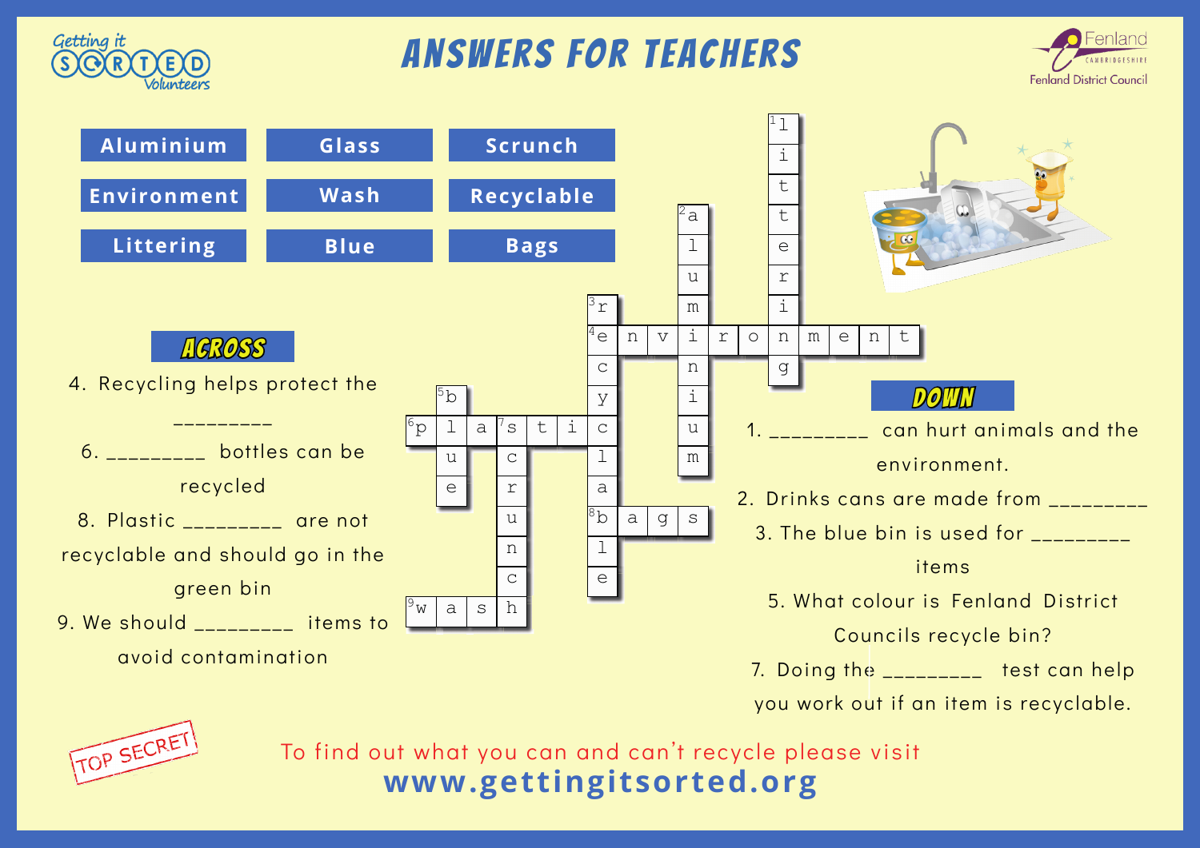# ANSWERS FOR TEACHERS

| Aluminium | Glass | Scrunch |
|---|---|---|
| Environment | Wash | Recyclable |
| Littering | Blue | Bags |

## ACROSS

4. Recycling helps protect the _________
6. _________ bottles can be recycled
8. Plastic _________ are not recyclable and should go in the green bin
9. We should _________ items to avoid contamination

## DOWN

1. _________ can hurt animals and the environment.
2. Drinks cans are made from _________
3. The blue bin is used for _________ items
5. What colour is Fenland District Councils recycle bin?
7. Doing the _________ test can help you work out if an item is recyclable.

Crossword answers:

- 1 Down: littering
- 2 Down: aluminium
- 3 Down: recyclable
- 4 Across: environment
- 5 Down: blue
- 6 Across: plastic
- 7 Down: scrunch
- 8 Across: bags
- 9 Across: wash

TOP SECRET

To find out what you can and can't recycle please visit
**www.gettingitsorted.org**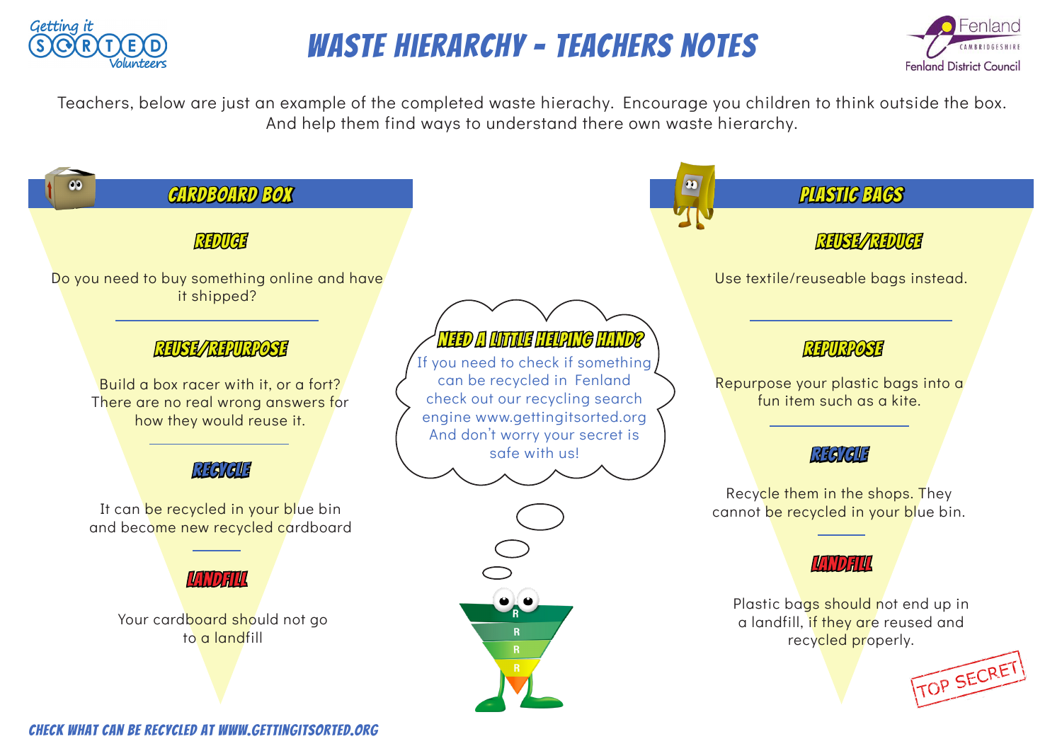# WASTE HIERARCHY - TEACHERS NOTES

Teachers, below are just an example of the completed waste hierachy. Encourage you children to think outside the box. And help them find ways to understand there own waste hierarchy.

## CARDBOARD BOX

### REDUCE

Do you need to buy something online and have it shipped?

### REUSE/REPURPOSE

Build a box racer with it, or a fort? There are no real wrong answers for how they would reuse it.

### RECYCLE

It can be recycled in your blue bin and become new recycled cardboard

### LANDFILL

Your cardboard should not go to a landfill

## NEED A LITTLE HELPING HAND?

If you need to check if something can be recycled in Fenland check out our recycling search engine www.gettingitsorted.org And don't worry your secret is safe with us!

## PLASTIC BAGS

### REUSE/REDUCE

Use textile/reuseable bags instead.

### REPURPOSE

Repurpose your plastic bags into a fun item such as a kite.

### RECYCLE

Recycle them in the shops. They cannot be recycled in your blue bin.

### LANDFILL

Plastic bags should not end up in a landfill, if they are reused and recycled properly.

TOP SECRET

CHECK WHAT CAN BE RECYCLED AT WWW.GETTINGITSORTED.ORG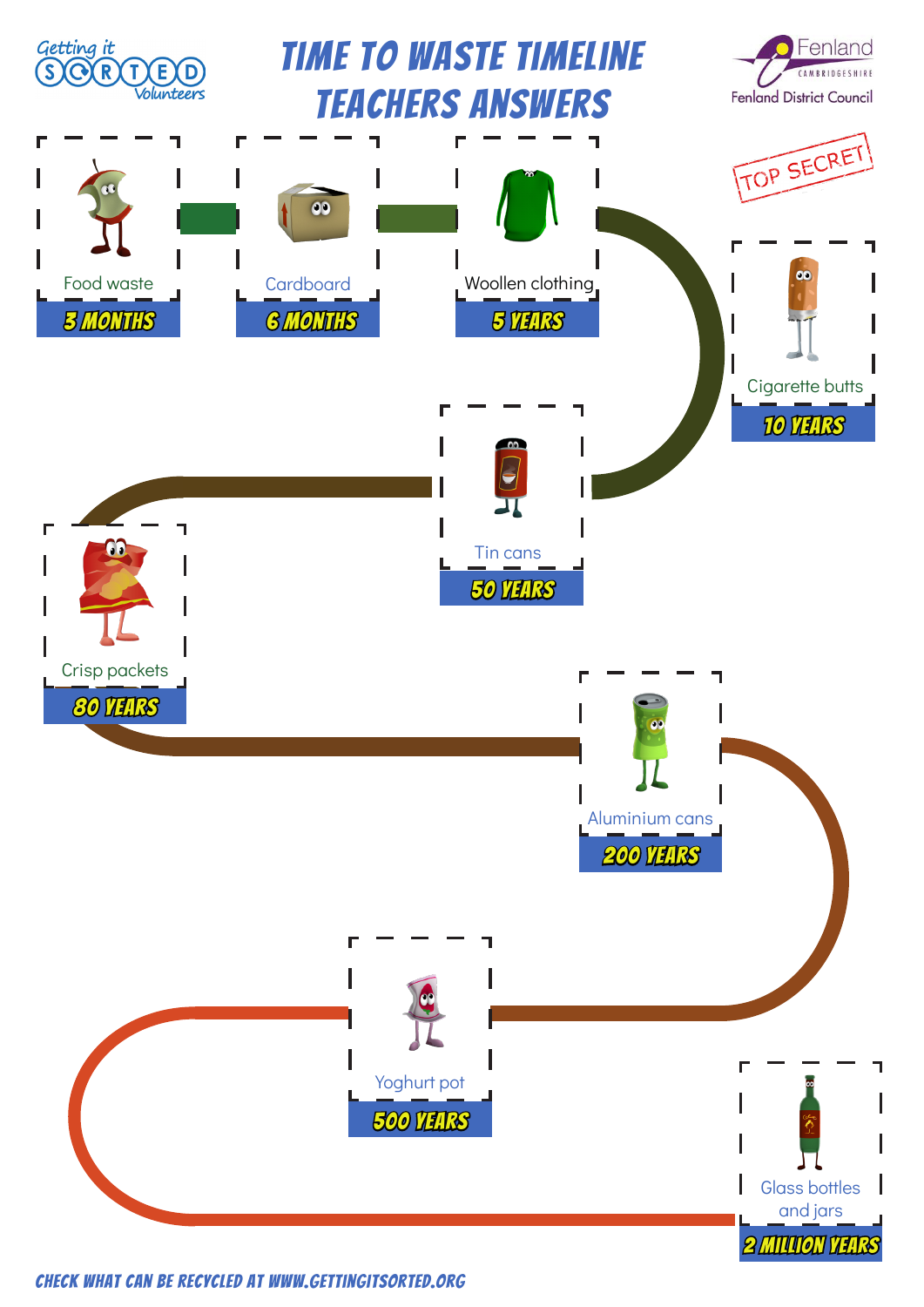Getting it SORTED Volunteers

# TIME TO WASTE TIMELINE TEACHERS ANSWERS

Fenland CAMBRIDGESHIRE Fenland District Council

TOP SECRET

Food waste
**3 MONTHS**

Cardboard
**6 MONTHS**

Woollen clothing
**5 YEARS**

Cigarette butts
**10 YEARS**

Tin cans
**50 YEARS**

Crisp packets
**80 YEARS**

Aluminium cans
**200 YEARS**

Yoghurt pot
**500 YEARS**

Glass bottles and jars
**2 MILLION YEARS**

CHECK WHAT CAN BE RECYCLED AT WWW.GETTINGITSORTED.ORG